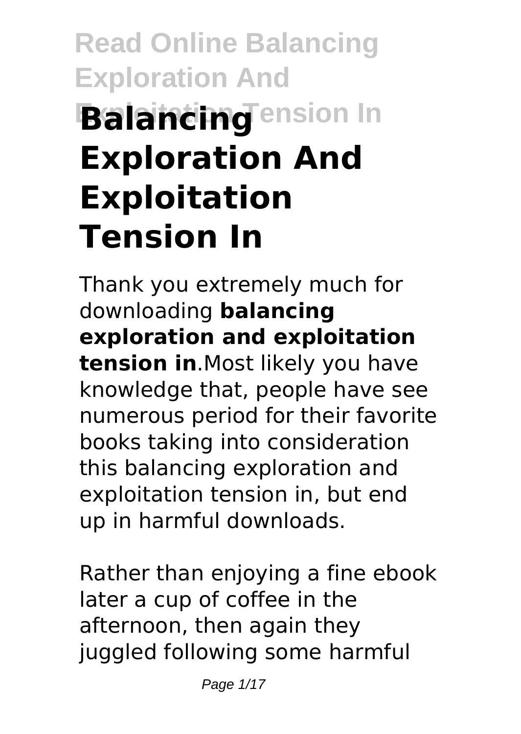# Read Online Balancing Exploration And Exploitation Tension In

# Balancing Exploration And Exploitation Tension In

Thank you extremely much for downloading **balancing exploration and exploitation tension in**.Most likely you have knowledge that, people have see numerous period for their favorite books taking into consideration this balancing exploration and exploitation tension in, but end up in harmful downloads.

Rather than enjoying a fine ebook later a cup of coffee in the afternoon, then again they juggled following some harmful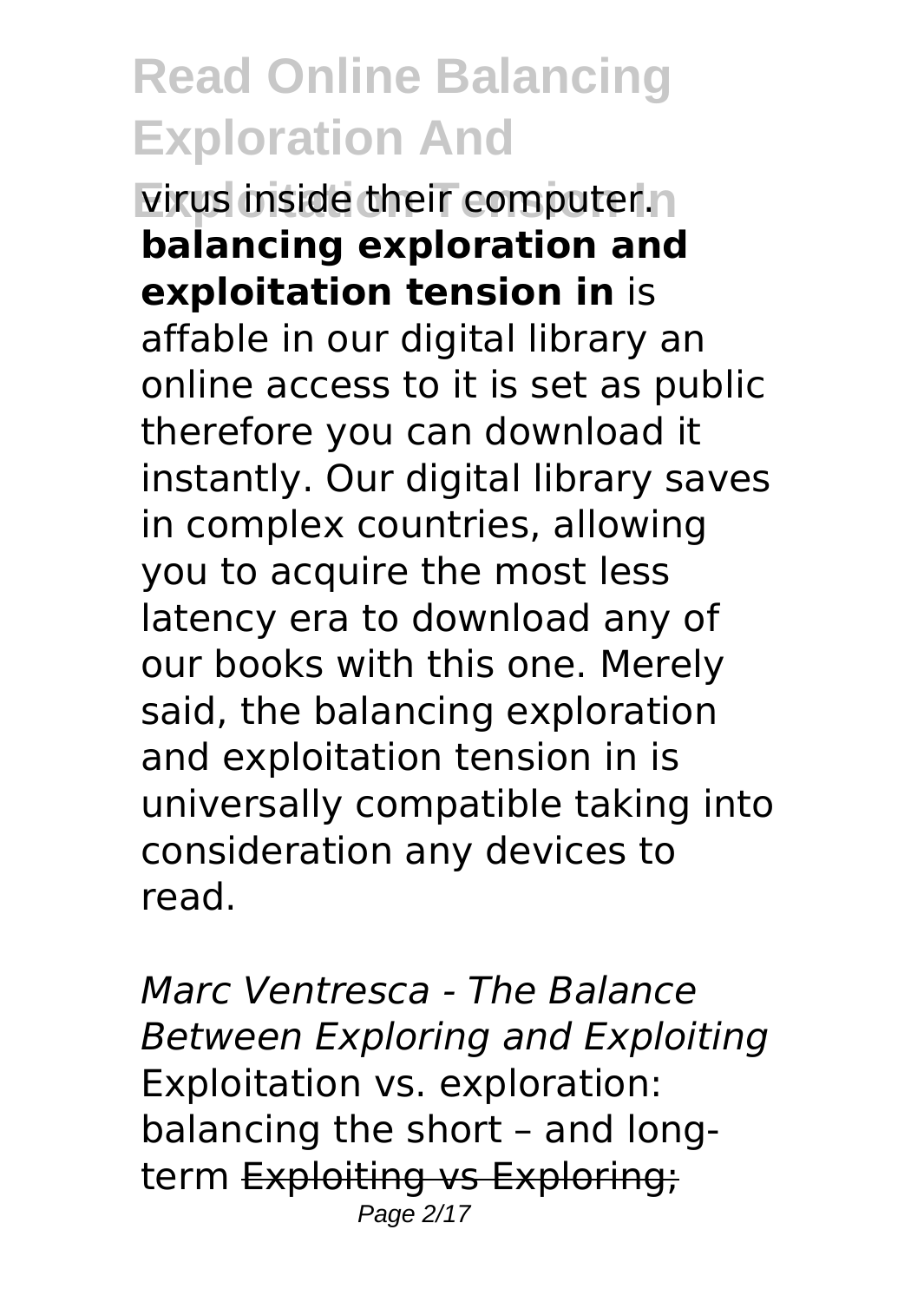virus inside their computer. **balancing exploration and exploitation tension in** is affable in our digital library an online access to it is set as public therefore you can download it instantly. Our digital library saves in complex countries, allowing you to acquire the most less latency era to download any of our books with this one. Merely said, the balancing exploration and exploitation tension in is universally compatible taking into consideration any devices to read.

*Marc Ventresca - The Balance Between Exploring and Exploiting* Exploitation vs. exploration: balancing the short – and long-term ~~Exploiting vs Exploring;~~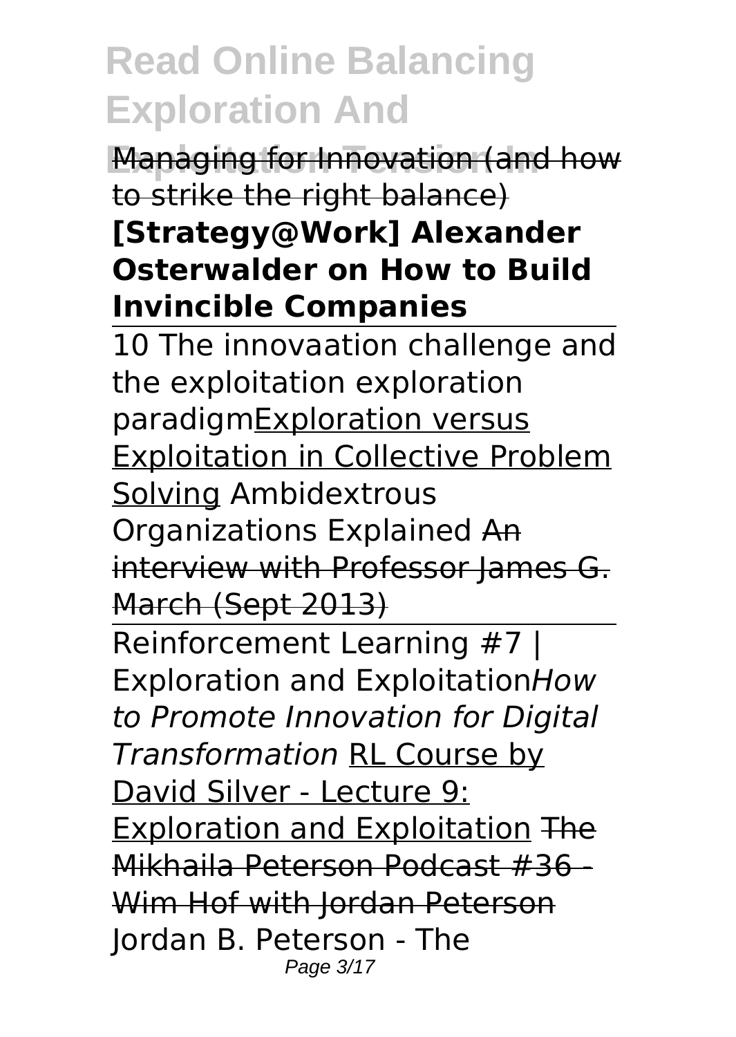Managing for Innovation (and how to strike the right balance) **[Strategy@Work] Alexander Osterwalder on How to Build Invincible Companies**

10 The innovaation challenge and the exploitation exploration paradigmExploration versus Exploitation in Collective Problem Solving Ambidextrous Organizations Explained An interview with Professor James G. March (Sept 2013)

Reinforcement Learning #7 | Exploration and Exploitation*How to Promote Innovation for Digital Transformation* RL Course by David Silver - Lecture 9: Exploration and Exploitation The Mikhaila Peterson Podcast #36 - Wim Hof with Jordan Peterson Jordan B. Peterson - The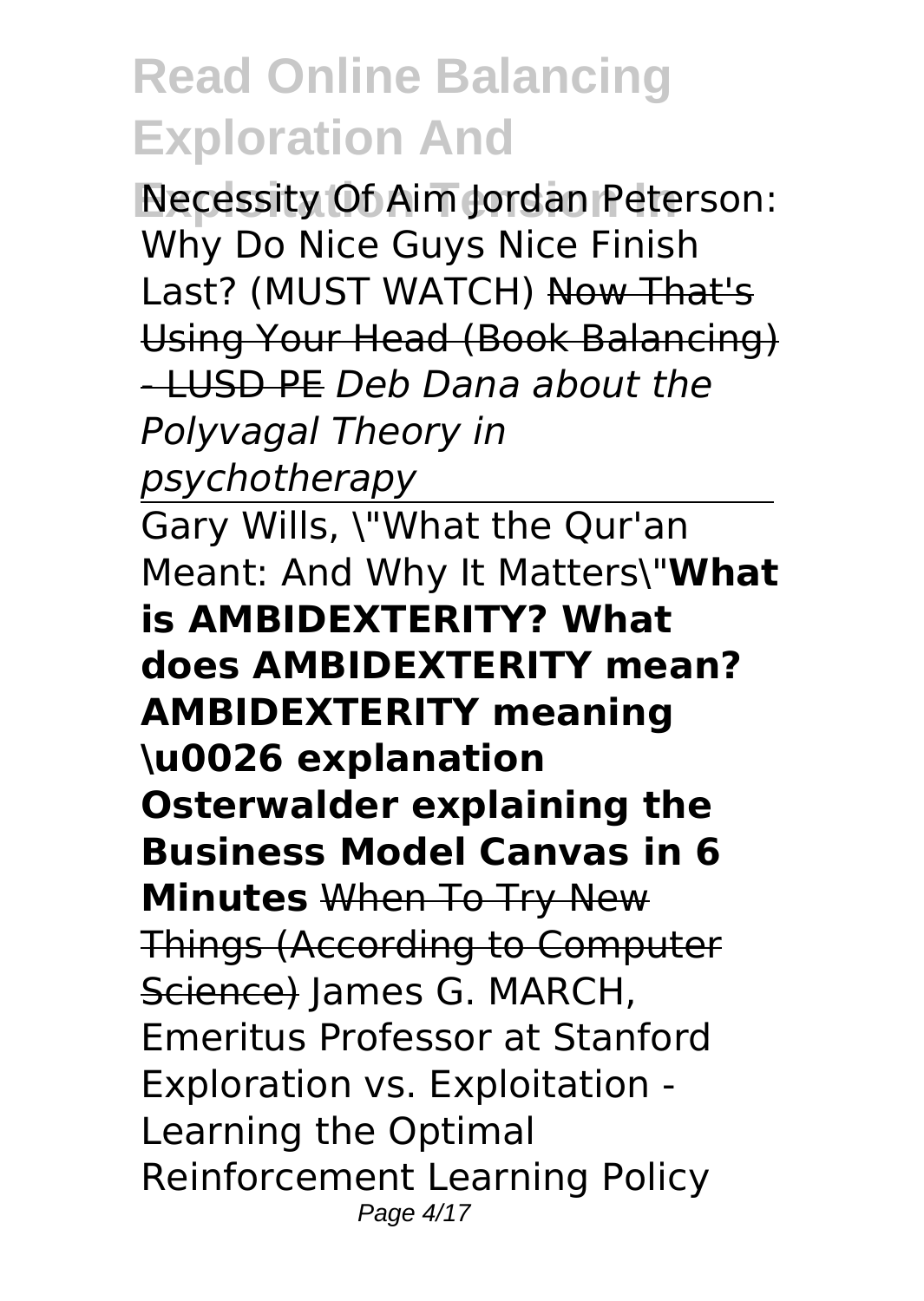Necessity Of Aim Jordan Peterson: Why Do Nice Guys Nice Finish Last? (MUST WATCH) ~~Now That's Using Your Head (Book Balancing) - LUSD PE~~ *Deb Dana about the Polyvagal Theory in psychotherapy*

Gary Wills, \"What the Qur'an Meant: And Why It Matters\"**What is AMBIDEXTERITY? What does AMBIDEXTERITY mean? AMBIDEXTERITY meaning \u0026 explanation Osterwalder explaining the Business Model Canvas in 6 Minutes** ~~When To Try New Things (According to Computer Science)~~ James G. MARCH, Emeritus Professor at Stanford Exploration vs. Exploitation - Learning the Optimal Reinforcement Learning Policy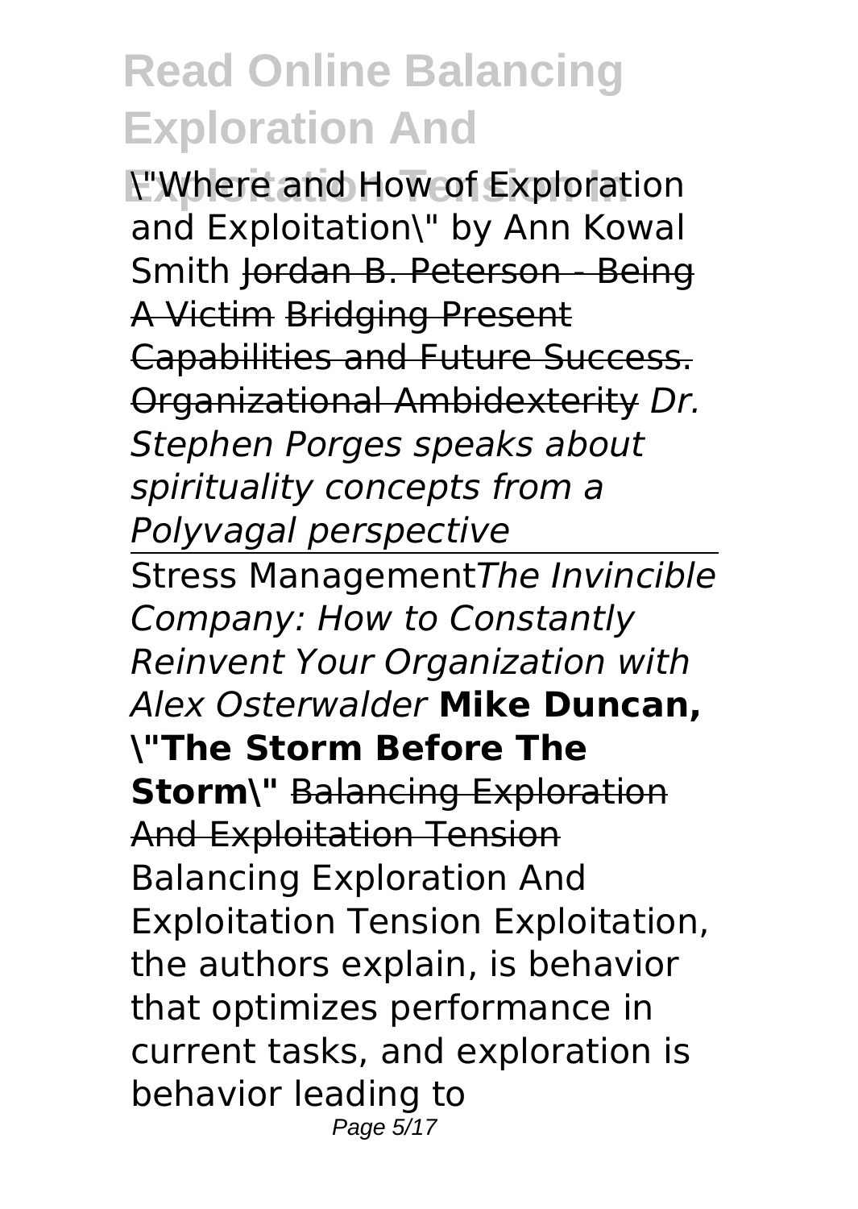\"Where and How of Exploration and Exploitation\" by Ann Kowal Smith ~~Jordan B. Peterson - Being A Victim~~ ~~Bridging Present Capabilities and Future Success. Organizational Ambidexterity~~ *Dr. Stephen Porges speaks about spirituality concepts from a Polyvagal perspective*

---

Stress Management*The Invincible Company: How to Constantly Reinvent Your Organization with Alex Osterwalder* **Mike Duncan, \"The Storm Before The Storm\"** ~~Balancing Exploration And Exploitation Tension~~

Balancing Exploration And Exploitation Tension Exploitation, the authors explain, is behavior that optimizes performance in current tasks, and exploration is behavior leading to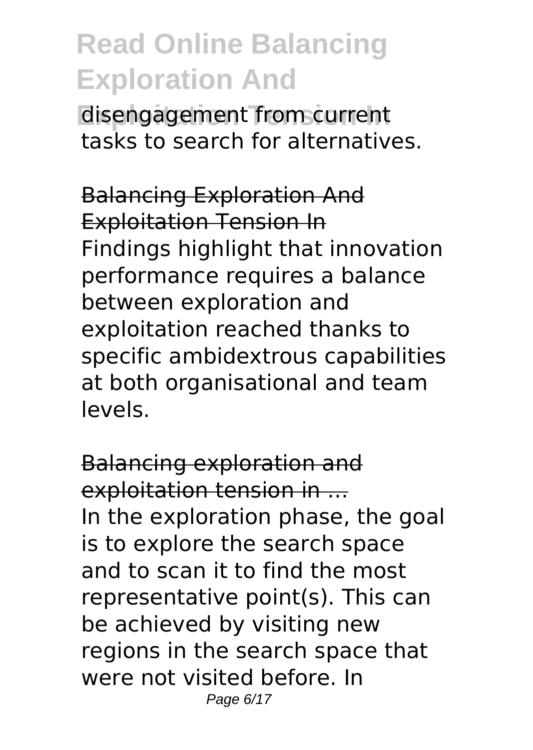disengagement from current tasks to search for alternatives.

Balancing Exploration And Exploitation Tension In

Findings highlight that innovation performance requires a balance between exploration and exploitation reached thanks to specific ambidextrous capabilities at both organisational and team levels.

Balancing exploration and exploitation tension in ...

In the exploration phase, the goal is to explore the search space and to scan it to find the most representative point(s). This can be achieved by visiting new regions in the search space that were not visited before. In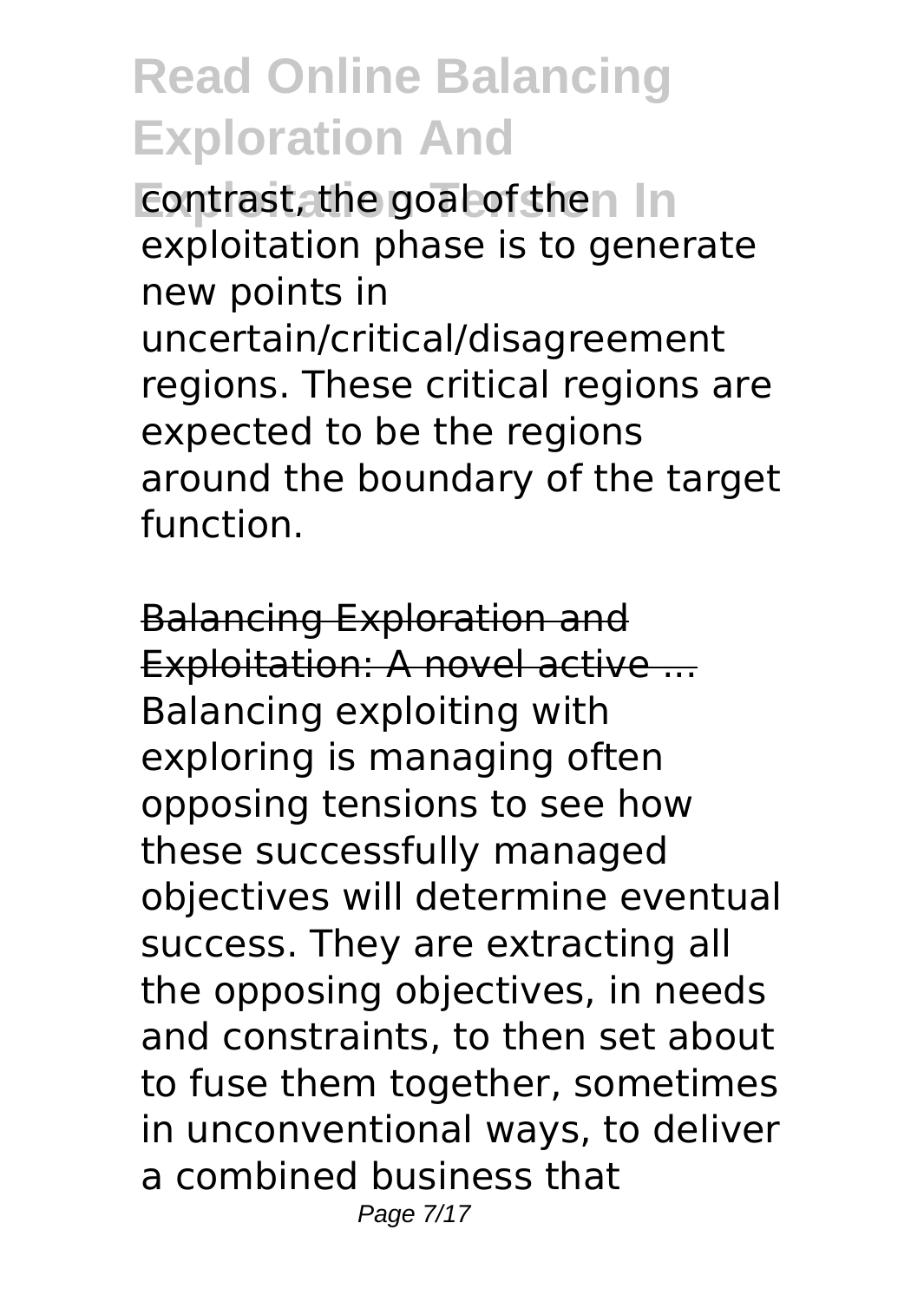contrast, the goal of the exploitation phase is to generate new points in uncertain/critical/disagreement regions. These critical regions are expected to be the regions around the boundary of the target function.

Balancing Exploration and Exploitation: A novel active ...

Balancing exploiting with exploring is managing often opposing tensions to see how these successfully managed objectives will determine eventual success. They are extracting all the opposing objectives, in needs and constraints, to then set about to fuse them together, sometimes in unconventional ways, to deliver a combined business that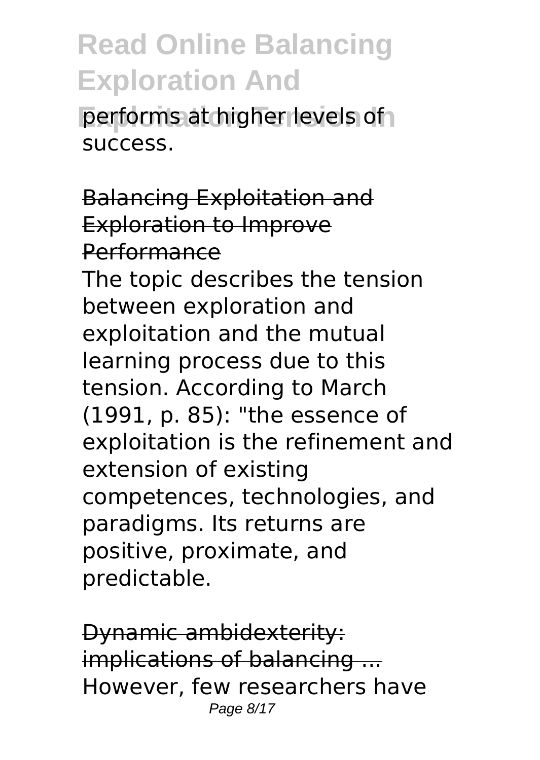performs at higher levels of success.

Balancing Exploitation and Exploration to Improve Performance

The topic describes the tension between exploration and exploitation and the mutual learning process due to this tension. According to March (1991, p. 85): "the essence of exploitation is the refinement and extension of existing competences, technologies, and paradigms. Its returns are positive, proximate, and predictable.

Dynamic ambidexterity: implications of balancing ...

However, few researchers have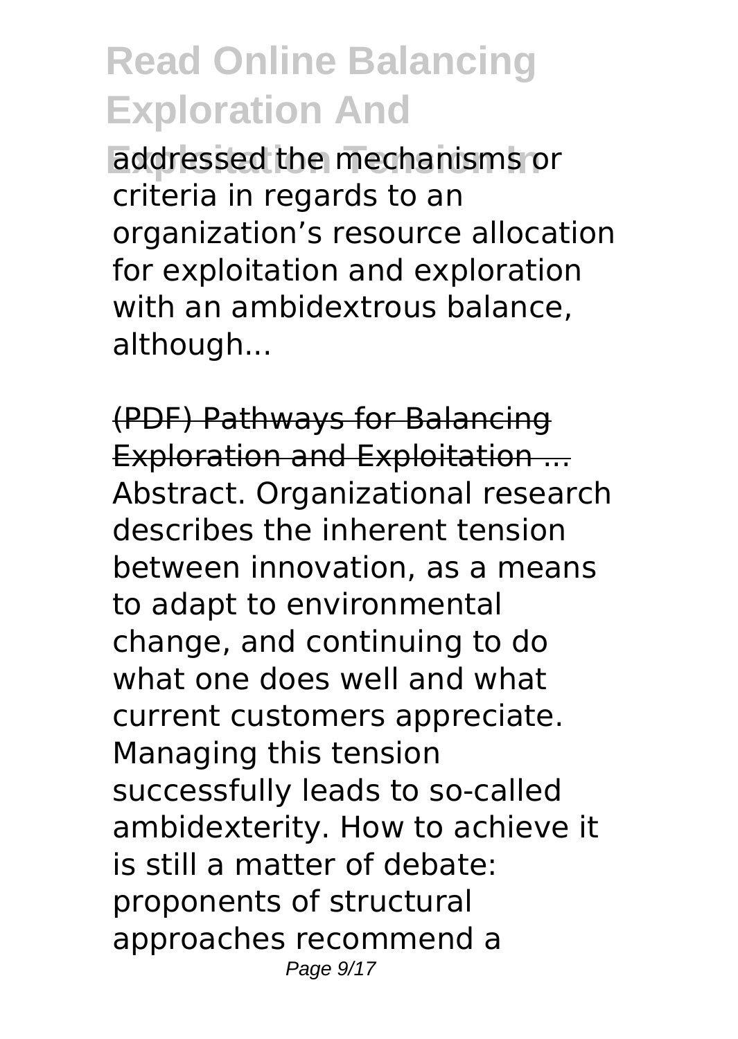addressed the mechanisms or criteria in regards to an organization’s resource allocation for exploitation and exploration with an ambidextrous balance, although...

(PDF) Pathways for Balancing Exploration and Exploitation ...

Abstract. Organizational research describes the inherent tension between innovation, as a means to adapt to environmental change, and continuing to do what one does well and what current customers appreciate. Managing this tension successfully leads to so-called ambidexterity. How to achieve it is still a matter of debate: proponents of structural approaches recommend a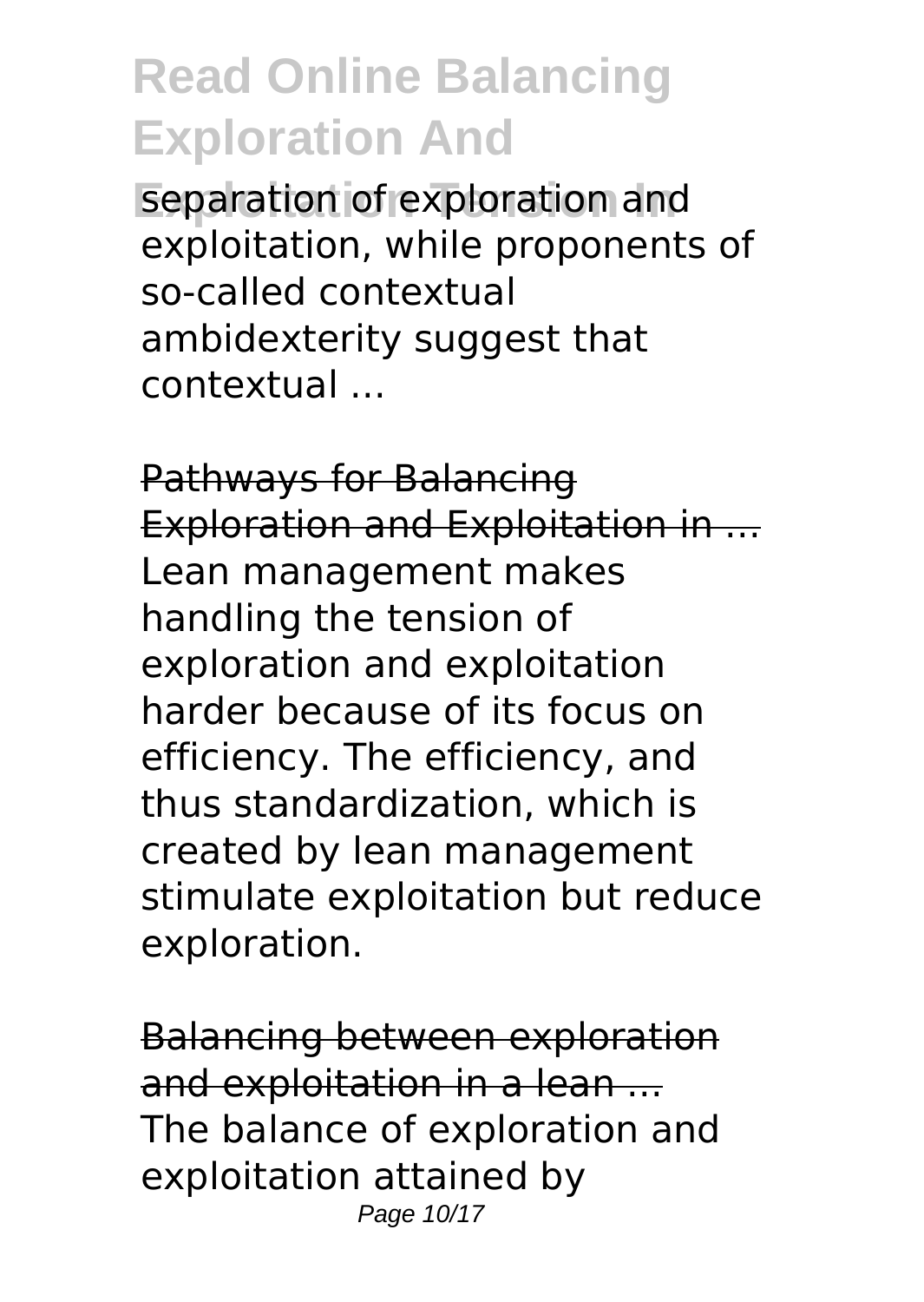separation of exploration and exploitation, while proponents of so-called contextual ambidexterity suggest that contextual ...

Pathways for Balancing Exploration and Exploitation in ...
Lean management makes handling the tension of exploration and exploitation harder because of its focus on efficiency. The efficiency, and thus standardization, which is created by lean management stimulate exploitation but reduce exploration.

Balancing between exploration and exploitation in a lean ...
The balance of exploration and exploitation attained by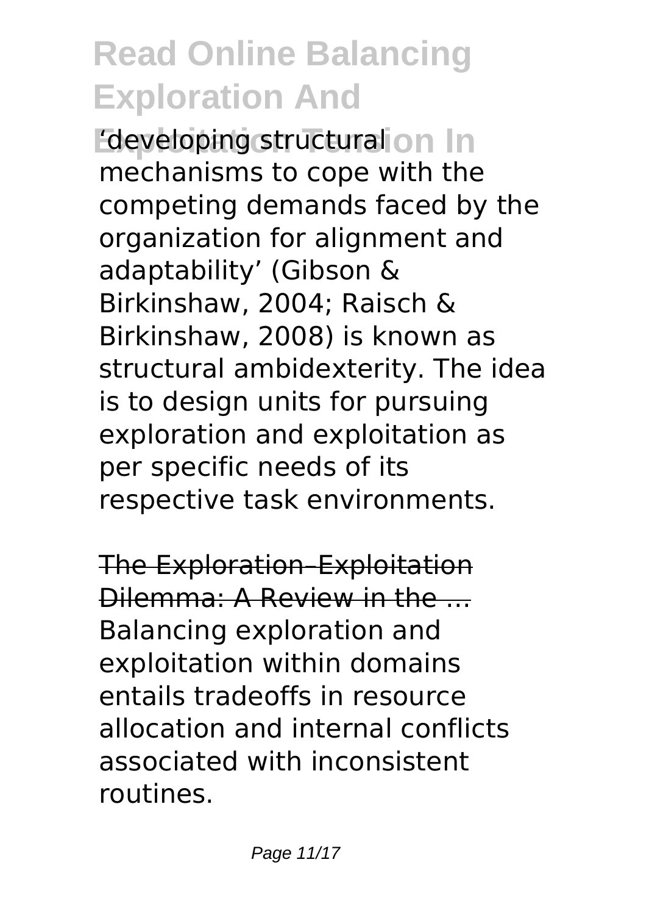'developing structural mechanisms to cope with the competing demands faced by the organization for alignment and adaptability' (Gibson & Birkinshaw, 2004; Raisch & Birkinshaw, 2008) is known as structural ambidexterity. The idea is to design units for pursuing exploration and exploitation as per specific needs of its respective task environments.

The Exploration–Exploitation Dilemma: A Review in the ...

Balancing exploration and exploitation within domains entails tradeoffs in resource allocation and internal conflicts associated with inconsistent routines.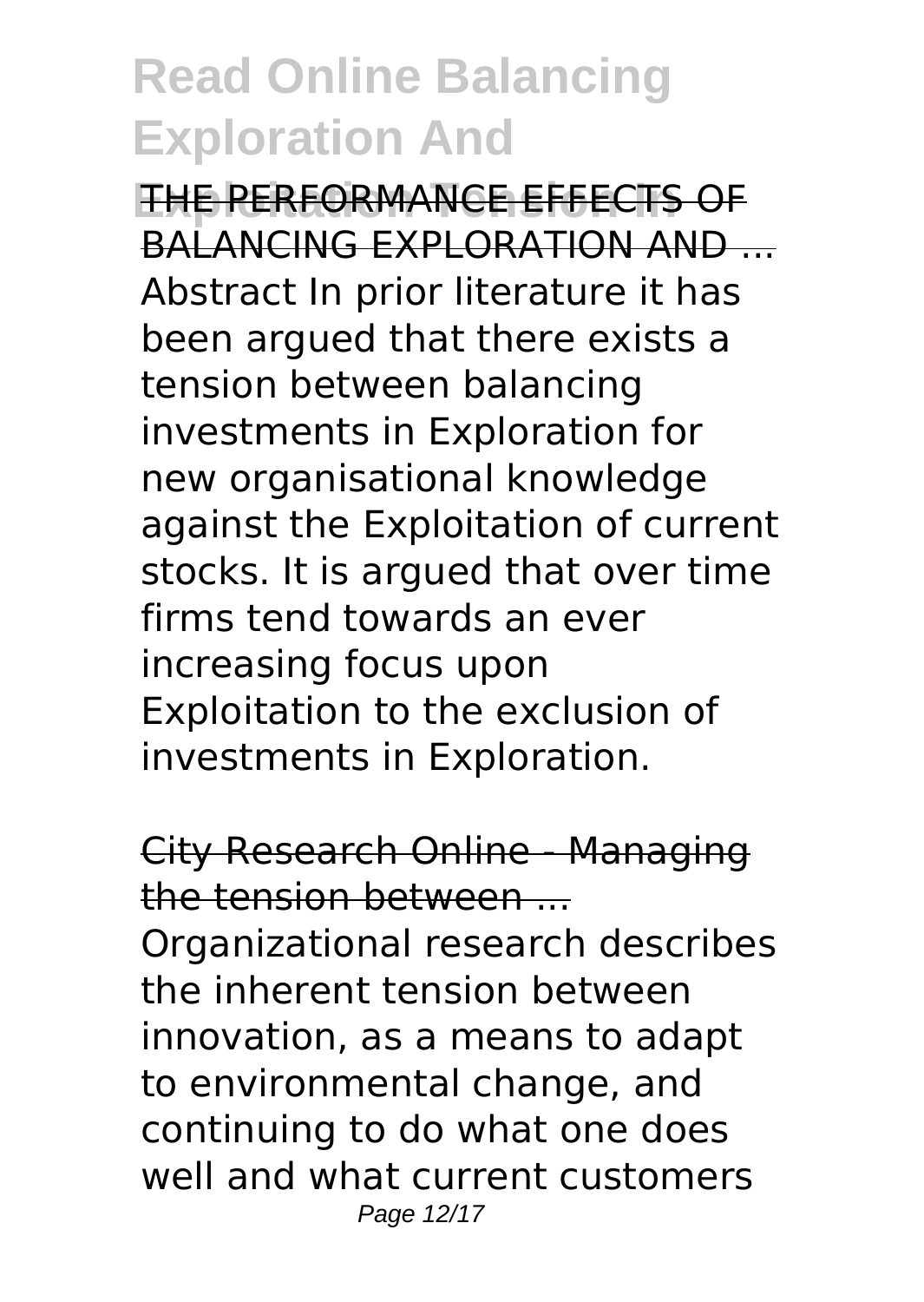THE PERFORMANCE EFFECTS OF BALANCING EXPLORATION AND ...

Abstract In prior literature it has been argued that there exists a tension between balancing investments in Exploration for new organisational knowledge against the Exploitation of current stocks. It is argued that over time firms tend towards an ever increasing focus upon Exploitation to the exclusion of investments in Exploration.

City Research Online - Managing the tension between ...

Organizational research describes the inherent tension between innovation, as a means to adapt to environmental change, and continuing to do what one does well and what current customers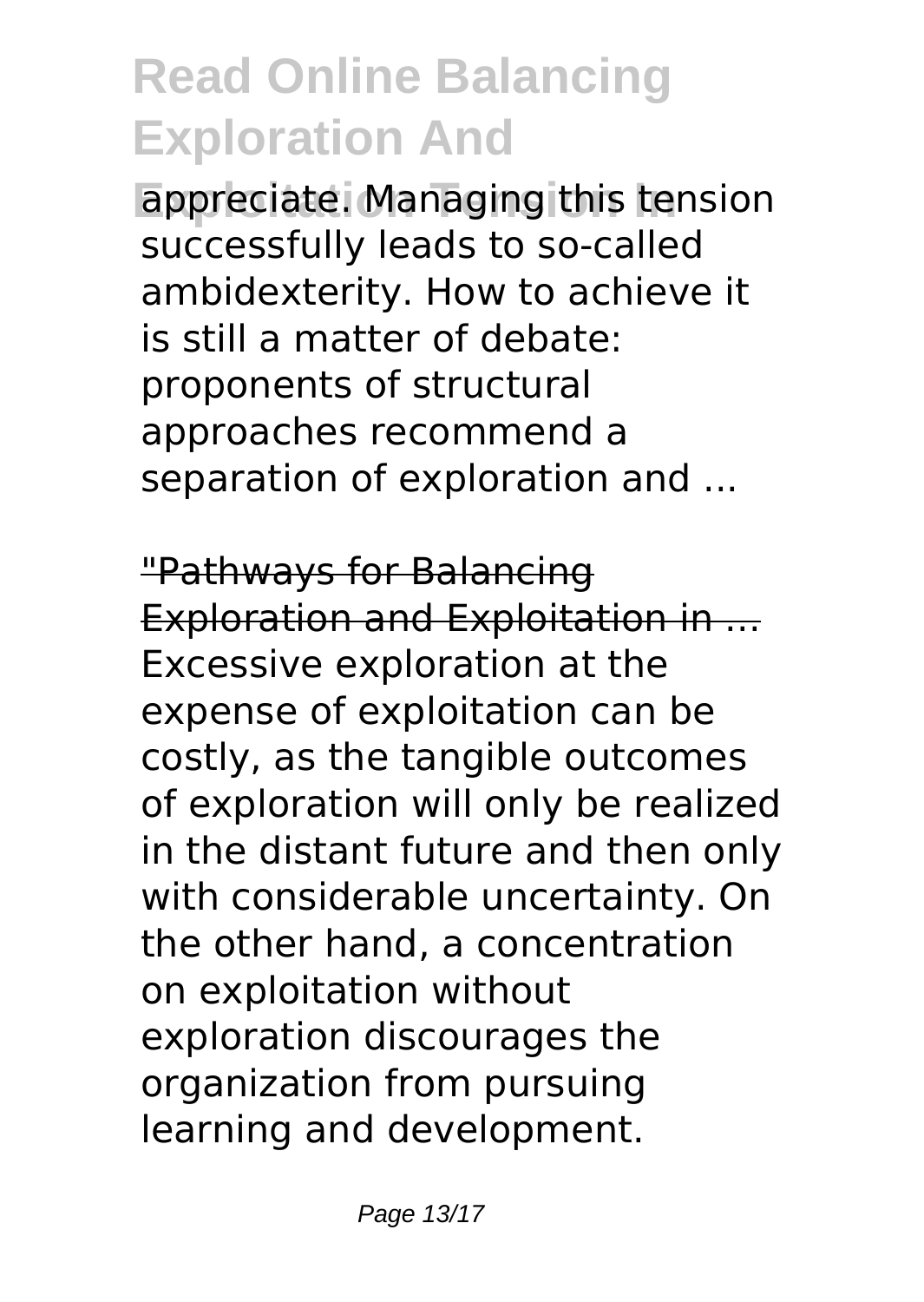appreciate. Managing this tension successfully leads to so-called ambidexterity. How to achieve it is still a matter of debate: proponents of structural approaches recommend a separation of exploration and ...

"Pathways for Balancing Exploration and Exploitation in ...

Excessive exploration at the expense of exploitation can be costly, as the tangible outcomes of exploration will only be realized in the distant future and then only with considerable uncertainty. On the other hand, a concentration on exploitation without exploration discourages the organization from pursuing learning and development.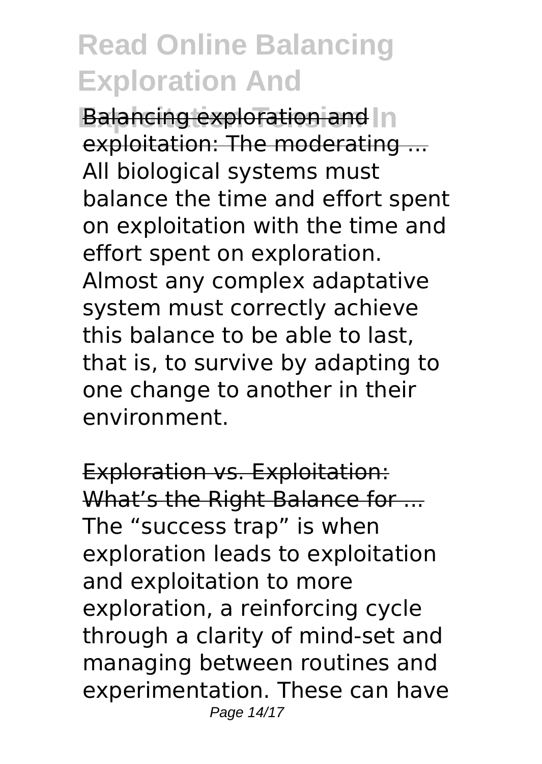Balancing exploration and exploitation: The moderating ...
All biological systems must balance the time and effort spent on exploitation with the time and effort spent on exploration. Almost any complex adaptative system must correctly achieve this balance to be able to last, that is, to survive by adapting to one change to another in their environment.

Exploration vs. Exploitation: What's the Right Balance for ...
The "success trap" is when exploration leads to exploitation and exploitation to more exploration, a reinforcing cycle through a clarity of mind-set and managing between routines and experimentation. These can have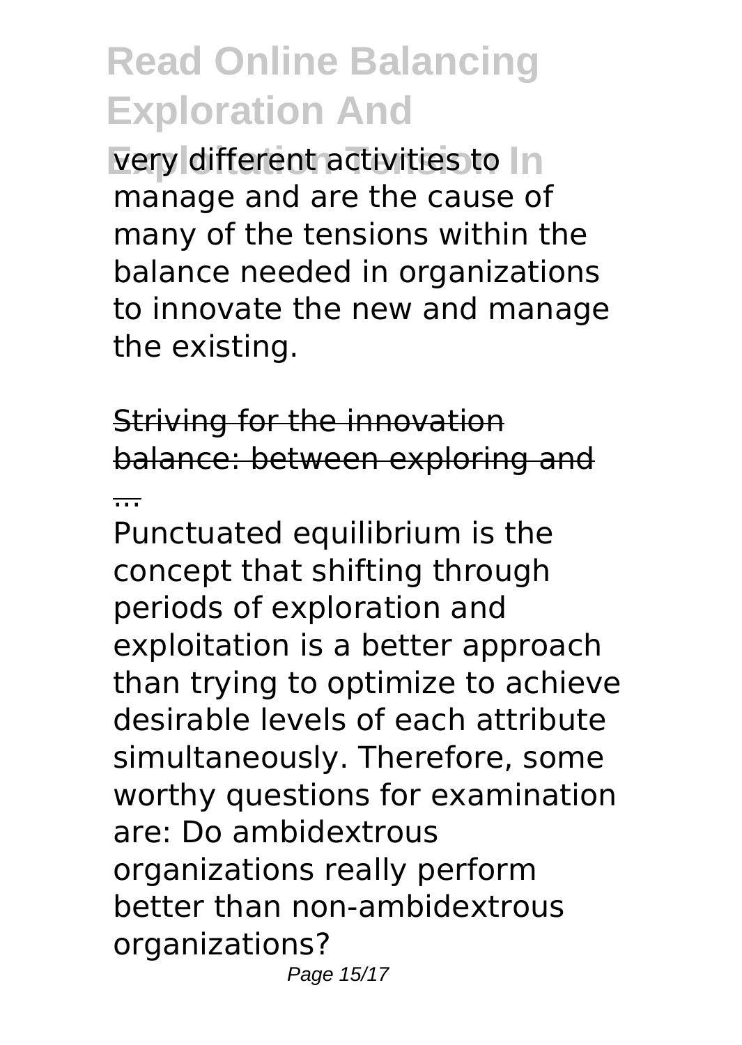very different activities to manage and are the cause of many of the tensions within the balance needed in organizations to innovate the new and manage the existing.

Striving for the innovation balance: between exploring and ...

Punctuated equilibrium is the concept that shifting through periods of exploration and exploitation is a better approach than trying to optimize to achieve desirable levels of each attribute simultaneously. Therefore, some worthy questions for examination are: Do ambidextrous organizations really perform better than non-ambidextrous organizations?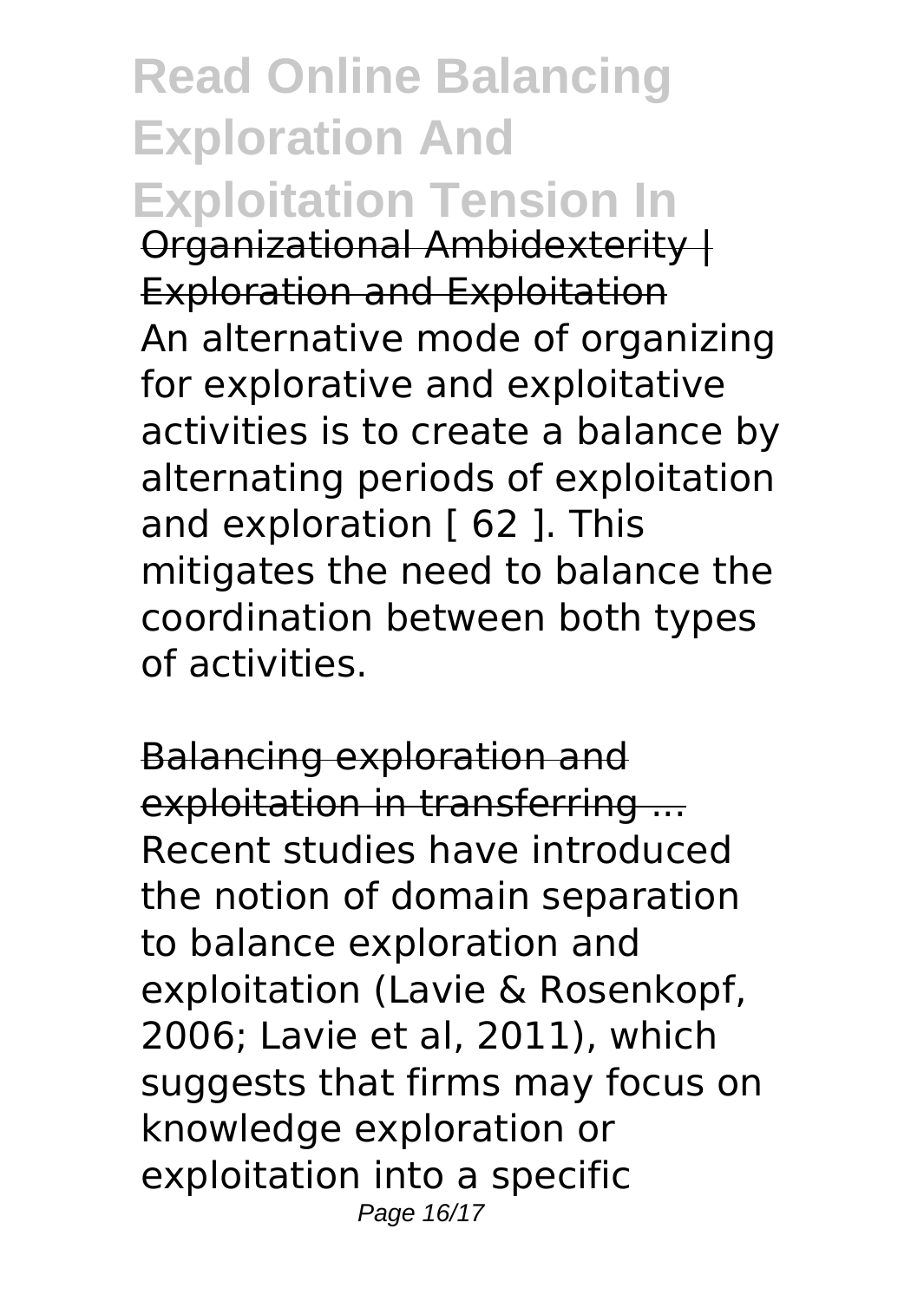# Read Online Balancing Exploration And Exploitation Tension In

Organizational Ambidexterity | Exploration and Exploitation

An alternative mode of organizing for explorative and exploitative activities is to create a balance by alternating periods of exploitation and exploration [ 62 ]. This mitigates the need to balance the coordination between both types of activities.

Balancing exploration and exploitation in transferring ...

Recent studies have introduced the notion of domain separation to balance exploration and exploitation (Lavie & Rosenkopf, 2006; Lavie et al, 2011), which suggests that firms may focus on knowledge exploration or exploitation into a specific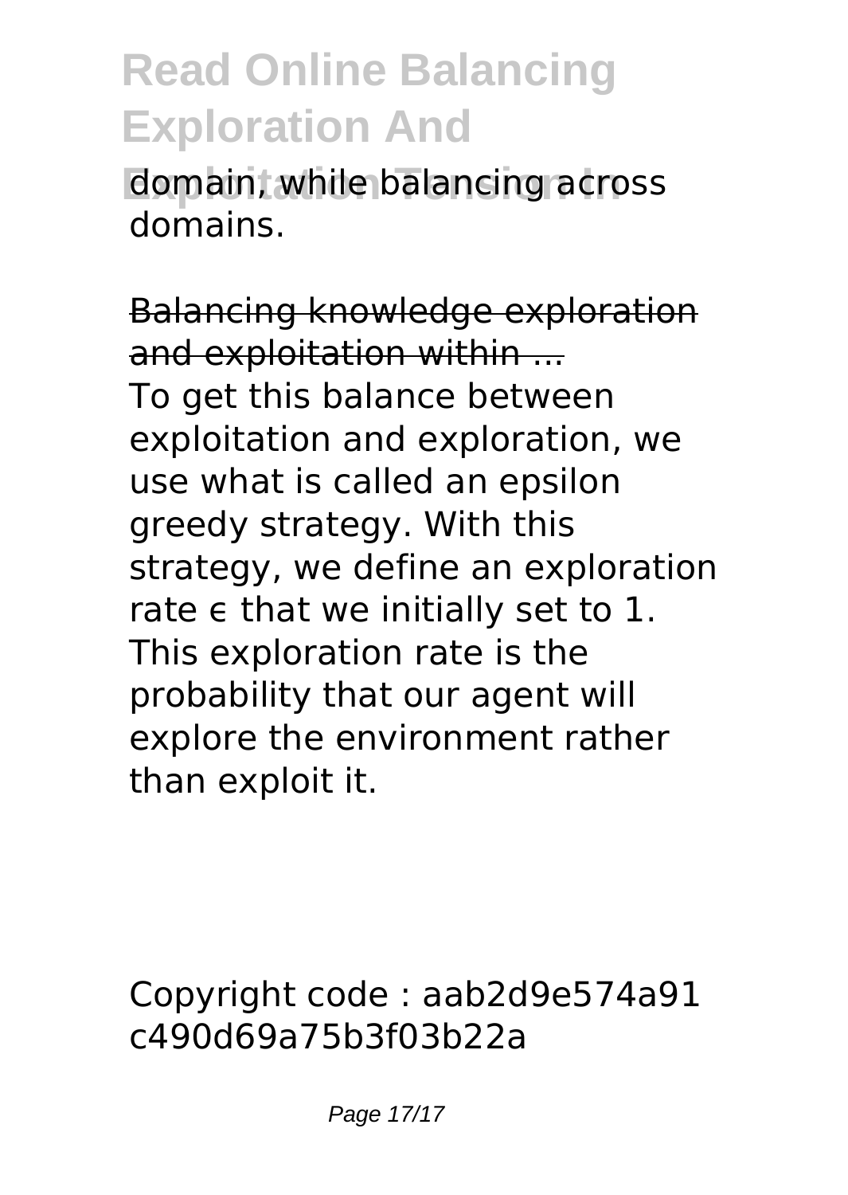domain, while balancing across domains.

Balancing knowledge exploration and exploitation within ...
To get this balance between exploitation and exploration, we use what is called an epsilon greedy strategy. With this strategy, we define an exploration rate $\epsilon$ that we initially set to 1. This exploration rate is the probability that our agent will explore the environment rather than exploit it.

Copyright code : aab2d9e574a91c490d69a75b3f03b22a